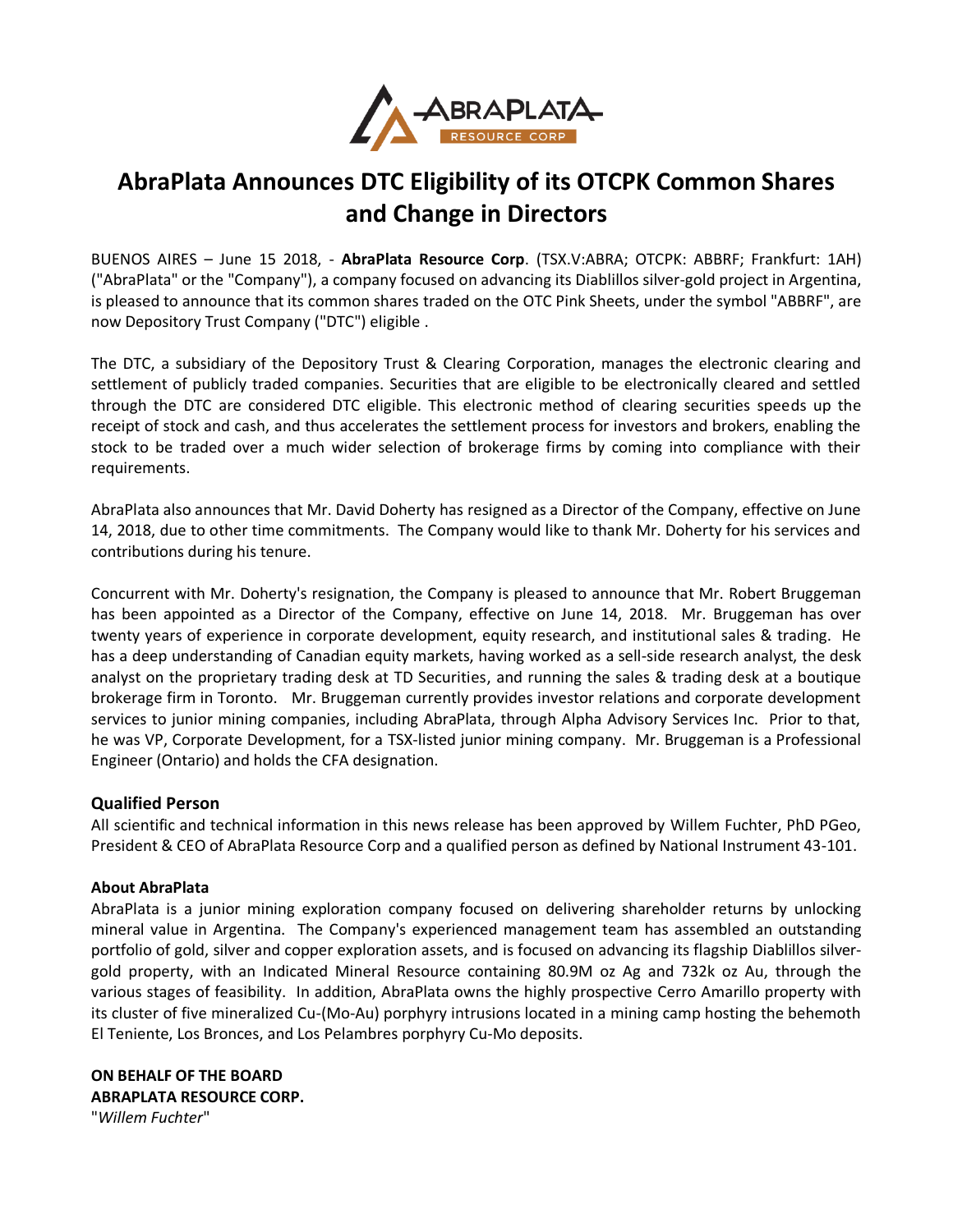# AbraPlata Announces DTC Eligibility of its OTCPK Common Shares and Change in Directors

BUENOS AIRES – June 15 2018, - **AbraPlata Resource Corp**. (TSX.V:ABRA; OTCPK: ABBRF; Frankfurt: 1AH) ("AbraPlata" or the "Company"), a company focused on advancing its Diablillos silver-gold project in Argentina, is pleased to announce that its common shares traded on the OTC Pink Sheets, under the symbol "ABBRF", are now Depository Trust Company ("DTC") eligible .

The DTC, a subsidiary of the Depository Trust & Clearing Corporation, manages the electronic clearing and settlement of publicly traded companies. Securities that are eligible to be electronically cleared and settled through the DTC are considered DTC eligible. This electronic method of clearing securities speeds up the receipt of stock and cash, and thus accelerates the settlement process for investors and brokers, enabling the stock to be traded over a much wider selection of brokerage firms by coming into compliance with their requirements.

AbraPlata also announces that Mr. David Doherty has resigned as a Director of the Company, effective on June 14, 2018, due to other time commitments. The Company would like to thank Mr. Doherty for his services and contributions during his tenure.

Concurrent with Mr. Doherty's resignation, the Company is pleased to announce that Mr. Robert Bruggeman has been appointed as a Director of the Company, effective on June 14, 2018. Mr. Bruggeman has over twenty years of experience in corporate development, equity research, and institutional sales & trading. He has a deep understanding of Canadian equity markets, having worked as a sell-side research analyst, the desk analyst on the proprietary trading desk at TD Securities, and running the sales & trading desk at a boutique brokerage firm in Toronto. Mr. Bruggeman currently provides investor relations and corporate development services to junior mining companies, including AbraPlata, through Alpha Advisory Services Inc. Prior to that, he was VP, Corporate Development, for a TSX-listed junior mining company. Mr. Bruggeman is a Professional Engineer (Ontario) and holds the CFA designation.

## Qualified Person

All scientific and technical information in this news release has been approved by Willem Fuchter, PhD PGeo, President & CEO of AbraPlata Resource Corp and a qualified person as defined by National Instrument 43-101.

### About AbraPlata

AbraPlata is a junior mining exploration company focused on delivering shareholder returns by unlocking mineral value in Argentina. The Company's experienced management team has assembled an outstanding portfolio of gold, silver and copper exploration assets, and is focused on advancing its flagship Diablillos silver-gold property, with an Indicated Mineral Resource containing 80.9M oz Ag and 732k oz Au, through the various stages of feasibility. In addition, AbraPlata owns the highly prospective Cerro Amarillo property with its cluster of five mineralized Cu-(Mo-Au) porphyry intrusions located in a mining camp hosting the behemoth El Teniente, Los Bronces, and Los Pelambres porphyry Cu-Mo deposits.

**ON BEHALF OF THE BOARD**
**ABRAPLATA RESOURCE CORP.**
"*Willem Fuchter*"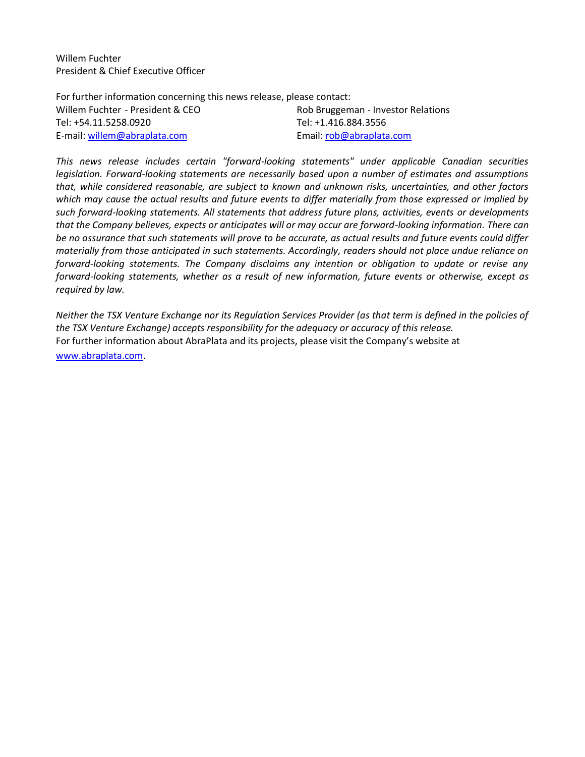Willem Fuchter
President & Chief Executive Officer

For further information concerning this news release, please contact:

Willem Fuchter - President & CEO
Tel: +54.11.5258.0920
E-mail: willem@abraplata.com

Rob Bruggeman - Investor Relations
Tel: +1.416.884.3556
Email: rob@abraplata.com

*This news release includes certain "forward-looking statements" under applicable Canadian securities legislation. Forward-looking statements are necessarily based upon a number of estimates and assumptions that, while considered reasonable, are subject to known and unknown risks, uncertainties, and other factors which may cause the actual results and future events to differ materially from those expressed or implied by such forward-looking statements. All statements that address future plans, activities, events or developments that the Company believes, expects or anticipates will or may occur are forward-looking information. There can be no assurance that such statements will prove to be accurate, as actual results and future events could differ materially from those anticipated in such statements. Accordingly, readers should not place undue reliance on forward-looking statements. The Company disclaims any intention or obligation to update or revise any forward-looking statements, whether as a result of new information, future events or otherwise, except as required by law.*

*Neither the TSX Venture Exchange nor its Regulation Services Provider (as that term is defined in the policies of the TSX Venture Exchange) accepts responsibility for the adequacy or accuracy of this release.*

For further information about AbraPlata and its projects, please visit the Company's website at www.abraplata.com.